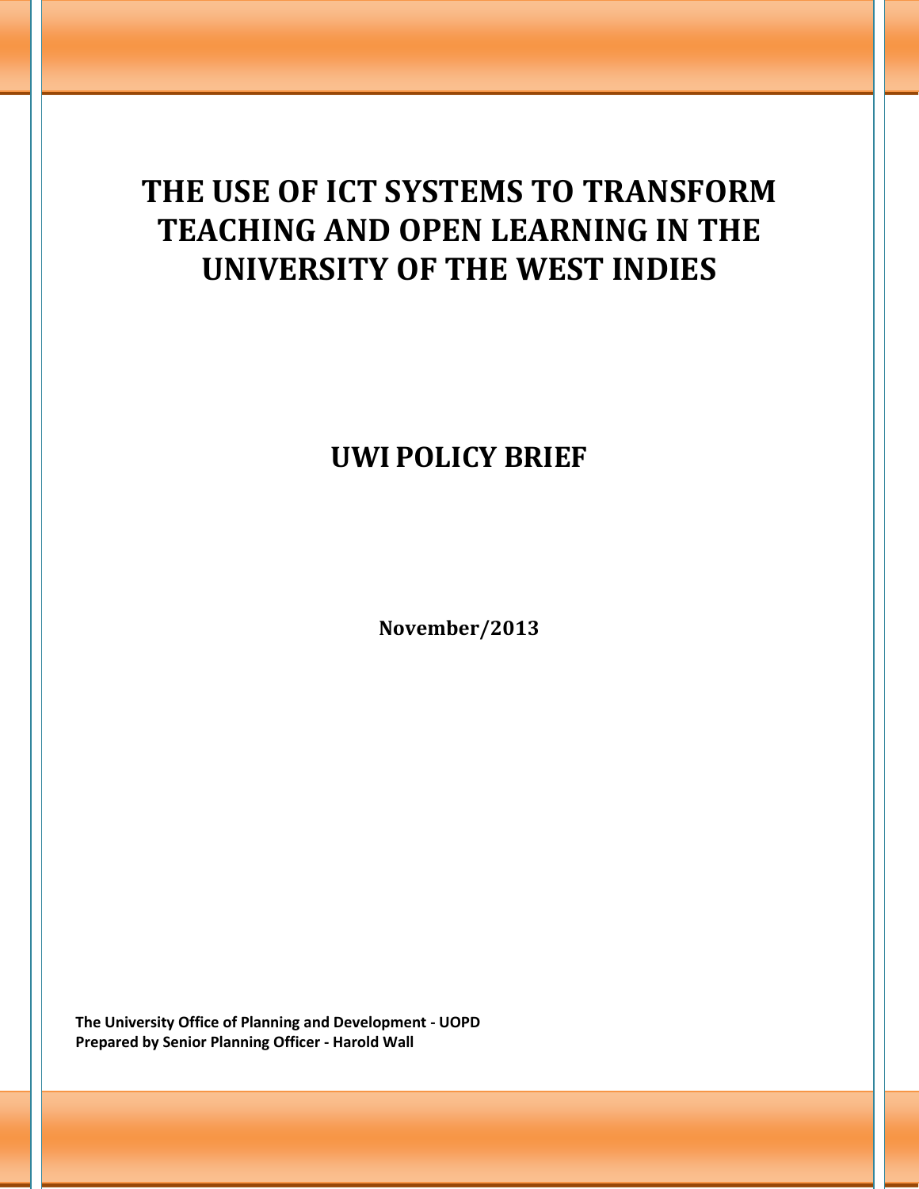# THE USE OF ICT SYSTEMS TO TRANSFORM TEACHING AND OPEN LEARNING IN THE UNIVERSITY OF THE WEST INDIES

## UWI POLICY BRIEF

**November/2013**

**The University Office of Planning and Development - UOPD**
**Prepared by Senior Planning Officer - Harold Wall**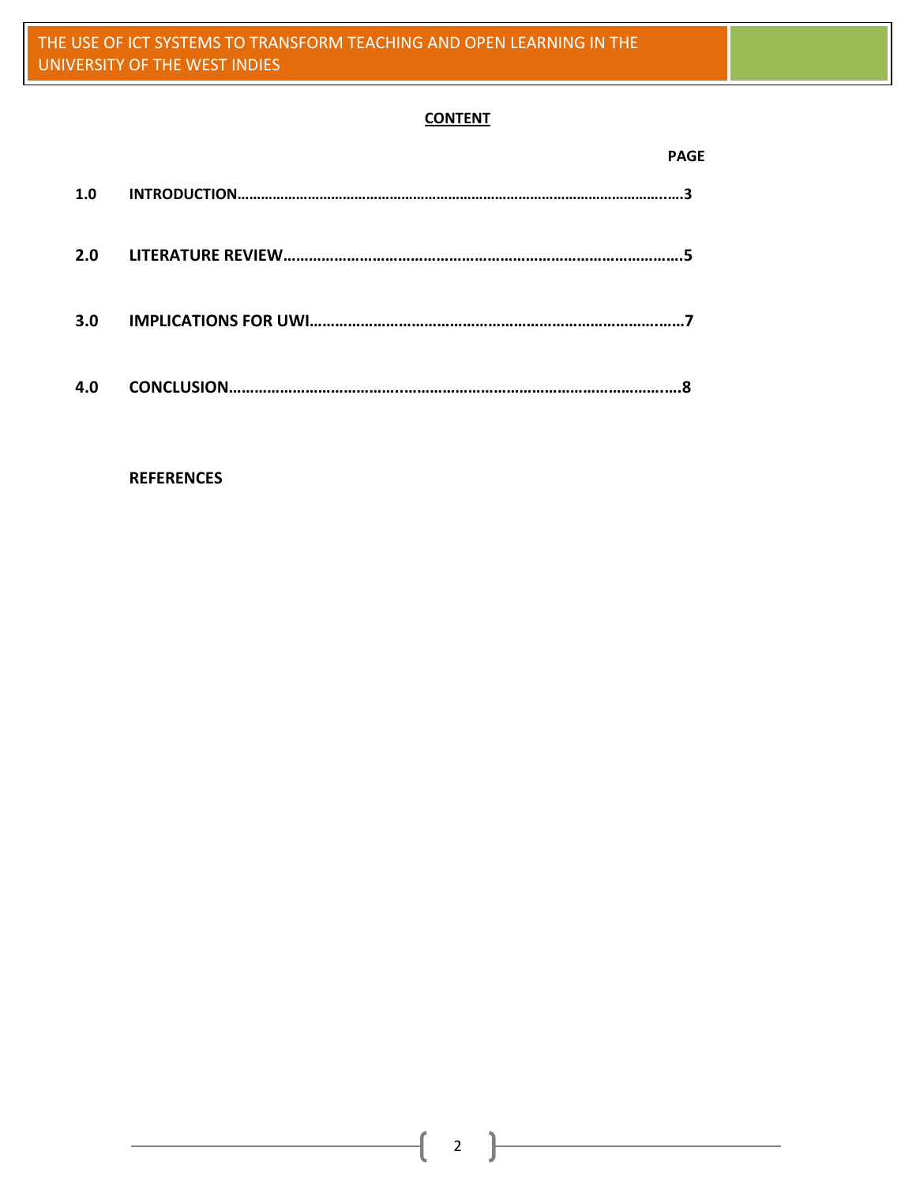**CONTENT**

| | | PAGE |
|---|---|---|
| **1.0** | **INTRODUCTION** | **3** |
| **2.0** | **LITERATURE REVIEW** | **5** |
| **3.0** | **IMPLICATIONS FOR UWI** | **7** |
| **4.0** | **CONCLUSION** | **8** |

**REFERENCES**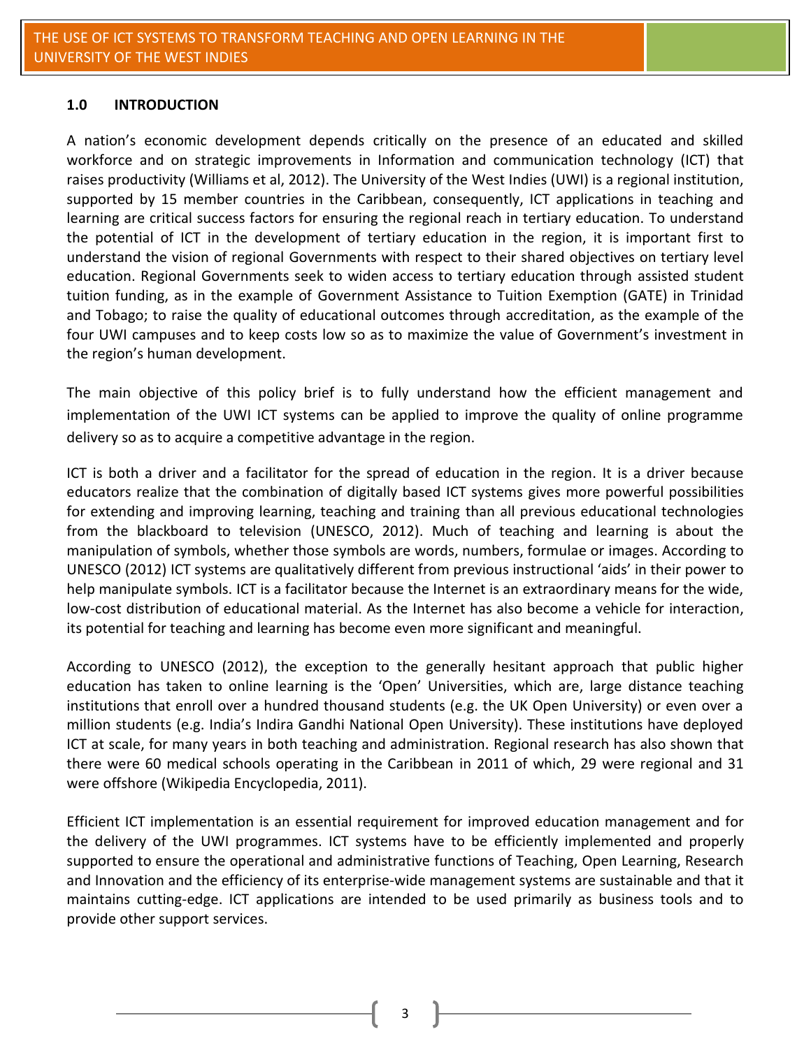## 1.0 INTRODUCTION

A nation's economic development depends critically on the presence of an educated and skilled workforce and on strategic improvements in Information and communication technology (ICT) that raises productivity (Williams et al, 2012). The University of the West Indies (UWI) is a regional institution, supported by 15 member countries in the Caribbean, consequently, ICT applications in teaching and learning are critical success factors for ensuring the regional reach in tertiary education. To understand the potential of ICT in the development of tertiary education in the region, it is important first to understand the vision of regional Governments with respect to their shared objectives on tertiary level education. Regional Governments seek to widen access to tertiary education through assisted student tuition funding, as in the example of Government Assistance to Tuition Exemption (GATE) in Trinidad and Tobago; to raise the quality of educational outcomes through accreditation, as the example of the four UWI campuses and to keep costs low so as to maximize the value of Government's investment in the region's human development.

The main objective of this policy brief is to fully understand how the efficient management and implementation of the UWI ICT systems can be applied to improve the quality of online programme delivery so as to acquire a competitive advantage in the region.

ICT is both a driver and a facilitator for the spread of education in the region. It is a driver because educators realize that the combination of digitally based ICT systems gives more powerful possibilities for extending and improving learning, teaching and training than all previous educational technologies from the blackboard to television (UNESCO, 2012). Much of teaching and learning is about the manipulation of symbols, whether those symbols are words, numbers, formulae or images. According to UNESCO (2012) ICT systems are qualitatively different from previous instructional 'aids' in their power to help manipulate symbols. ICT is a facilitator because the Internet is an extraordinary means for the wide, low-cost distribution of educational material. As the Internet has also become a vehicle for interaction, its potential for teaching and learning has become even more significant and meaningful.

According to UNESCO (2012), the exception to the generally hesitant approach that public higher education has taken to online learning is the 'Open' Universities, which are, large distance teaching institutions that enroll over a hundred thousand students (e.g. the UK Open University) or even over a million students (e.g. India's Indira Gandhi National Open University). These institutions have deployed ICT at scale, for many years in both teaching and administration. Regional research has also shown that there were 60 medical schools operating in the Caribbean in 2011 of which, 29 were regional and 31 were offshore (Wikipedia Encyclopedia, 2011).

Efficient ICT implementation is an essential requirement for improved education management and for the delivery of the UWI programmes. ICT systems have to be efficiently implemented and properly supported to ensure the operational and administrative functions of Teaching, Open Learning, Research and Innovation and the efficiency of its enterprise-wide management systems are sustainable and that it maintains cutting-edge. ICT applications are intended to be used primarily as business tools and to provide other support services.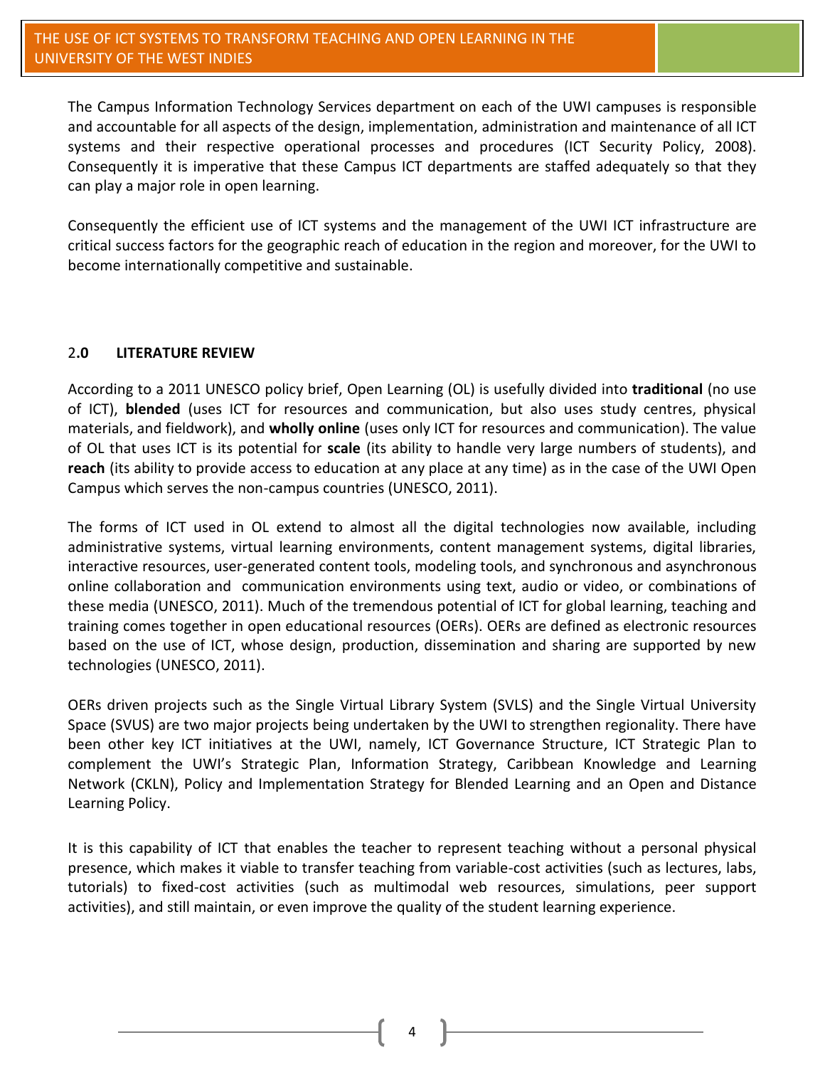The Campus Information Technology Services department on each of the UWI campuses is responsible and accountable for all aspects of the design, implementation, administration and maintenance of all ICT systems and their respective operational processes and procedures (ICT Security Policy, 2008). Consequently it is imperative that these Campus ICT departments are staffed adequately so that they can play a major role in open learning.

Consequently the efficient use of ICT systems and the management of the UWI ICT infrastructure are critical success factors for the geographic reach of education in the region and moreover, for the UWI to become internationally competitive and sustainable.

## 2.0 LITERATURE REVIEW

According to a 2011 UNESCO policy brief, Open Learning (OL) is usefully divided into **traditional** (no use of ICT), **blended** (uses ICT for resources and communication, but also uses study centres, physical materials, and fieldwork), and **wholly online** (uses only ICT for resources and communication). The value of OL that uses ICT is its potential for **scale** (its ability to handle very large numbers of students), and **reach** (its ability to provide access to education at any place at any time) as in the case of the UWI Open Campus which serves the non-campus countries (UNESCO, 2011).

The forms of ICT used in OL extend to almost all the digital technologies now available, including administrative systems, virtual learning environments, content management systems, digital libraries, interactive resources, user-generated content tools, modeling tools, and synchronous and asynchronous online collaboration and communication environments using text, audio or video, or combinations of these media (UNESCO, 2011). Much of the tremendous potential of ICT for global learning, teaching and training comes together in open educational resources (OERs). OERs are defined as electronic resources based on the use of ICT, whose design, production, dissemination and sharing are supported by new technologies (UNESCO, 2011).

OERs driven projects such as the Single Virtual Library System (SVLS) and the Single Virtual University Space (SVUS) are two major projects being undertaken by the UWI to strengthen regionality. There have been other key ICT initiatives at the UWI, namely, ICT Governance Structure, ICT Strategic Plan to complement the UWI's Strategic Plan, Information Strategy, Caribbean Knowledge and Learning Network (CKLN), Policy and Implementation Strategy for Blended Learning and an Open and Distance Learning Policy.

It is this capability of ICT that enables the teacher to represent teaching without a personal physical presence, which makes it viable to transfer teaching from variable-cost activities (such as lectures, labs, tutorials) to fixed-cost activities (such as multimodal web resources, simulations, peer support activities), and still maintain, or even improve the quality of the student learning experience.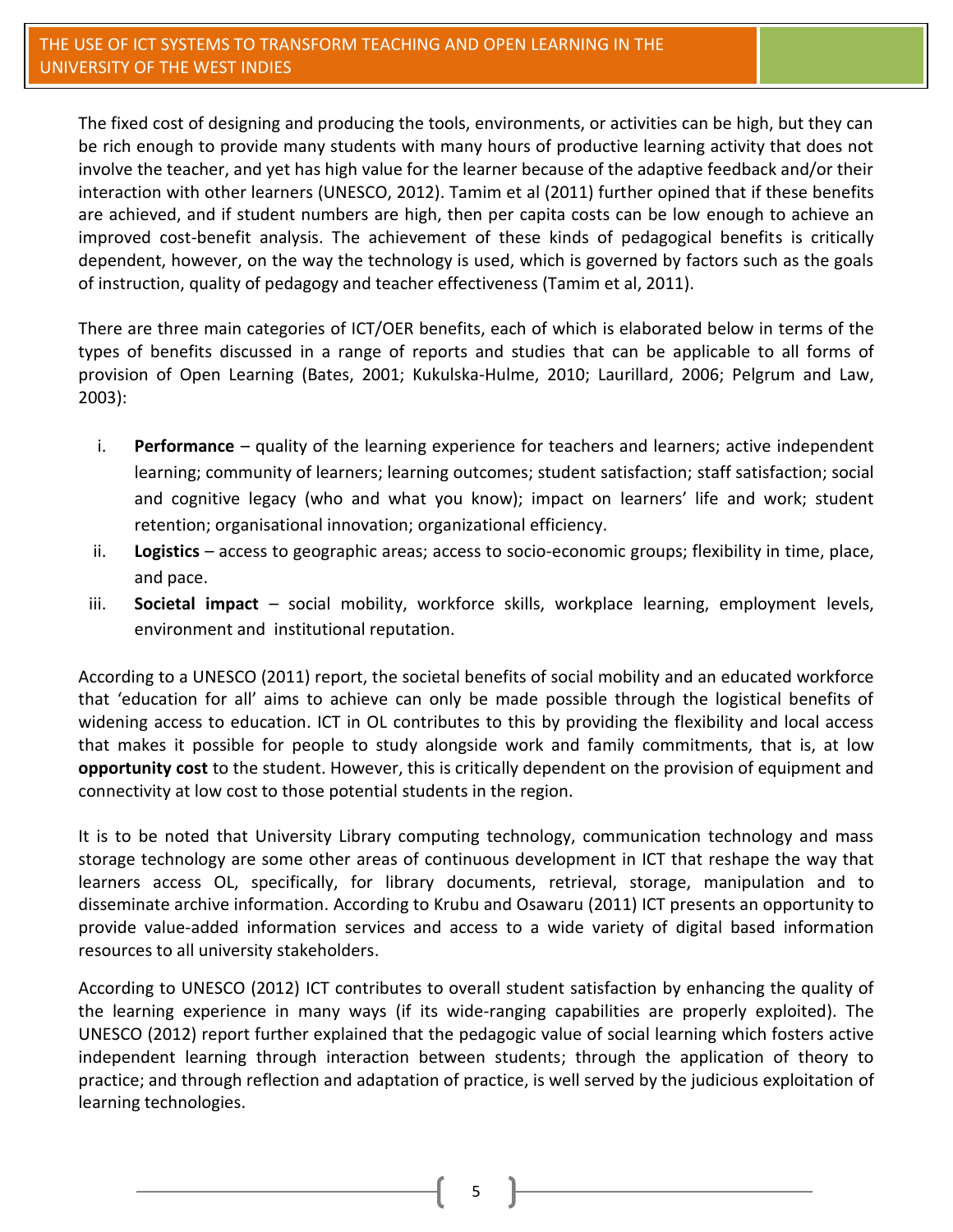The fixed cost of designing and producing the tools, environments, or activities can be high, but they can be rich enough to provide many students with many hours of productive learning activity that does not involve the teacher, and yet has high value for the learner because of the adaptive feedback and/or their interaction with other learners (UNESCO, 2012). Tamim et al (2011) further opined that if these benefits are achieved, and if student numbers are high, then per capita costs can be low enough to achieve an improved cost-benefit analysis. The achievement of these kinds of pedagogical benefits is critically dependent, however, on the way the technology is used, which is governed by factors such as the goals of instruction, quality of pedagogy and teacher effectiveness (Tamim et al, 2011).

There are three main categories of ICT/OER benefits, each of which is elaborated below in terms of the types of benefits discussed in a range of reports and studies that can be applicable to all forms of provision of Open Learning (Bates, 2001; Kukulska-Hulme, 2010; Laurillard, 2006; Pelgrum and Law, 2003):

i. **Performance** – quality of the learning experience for teachers and learners; active independent learning; community of learners; learning outcomes; student satisfaction; staff satisfaction; social and cognitive legacy (who and what you know); impact on learners' life and work; student retention; organisational innovation; organizational efficiency.
ii. **Logistics** – access to geographic areas; access to socio-economic groups; flexibility in time, place, and pace.
iii. **Societal impact** – social mobility, workforce skills, workplace learning, employment levels, environment and institutional reputation.

According to a UNESCO (2011) report, the societal benefits of social mobility and an educated workforce that 'education for all' aims to achieve can only be made possible through the logistical benefits of widening access to education. ICT in OL contributes to this by providing the flexibility and local access that makes it possible for people to study alongside work and family commitments, that is, at low **opportunity cost** to the student. However, this is critically dependent on the provision of equipment and connectivity at low cost to those potential students in the region.

It is to be noted that University Library computing technology, communication technology and mass storage technology are some other areas of continuous development in ICT that reshape the way that learners access OL, specifically, for library documents, retrieval, storage, manipulation and to disseminate archive information. According to Krubu and Osawaru (2011) ICT presents an opportunity to provide value-added information services and access to a wide variety of digital based information resources to all university stakeholders.

According to UNESCO (2012) ICT contributes to overall student satisfaction by enhancing the quality of the learning experience in many ways (if its wide-ranging capabilities are properly exploited). The UNESCO (2012) report further explained that the pedagogic value of social learning which fosters active independent learning through interaction between students; through the application of theory to practice; and through reflection and adaptation of practice, is well served by the judicious exploitation of learning technologies.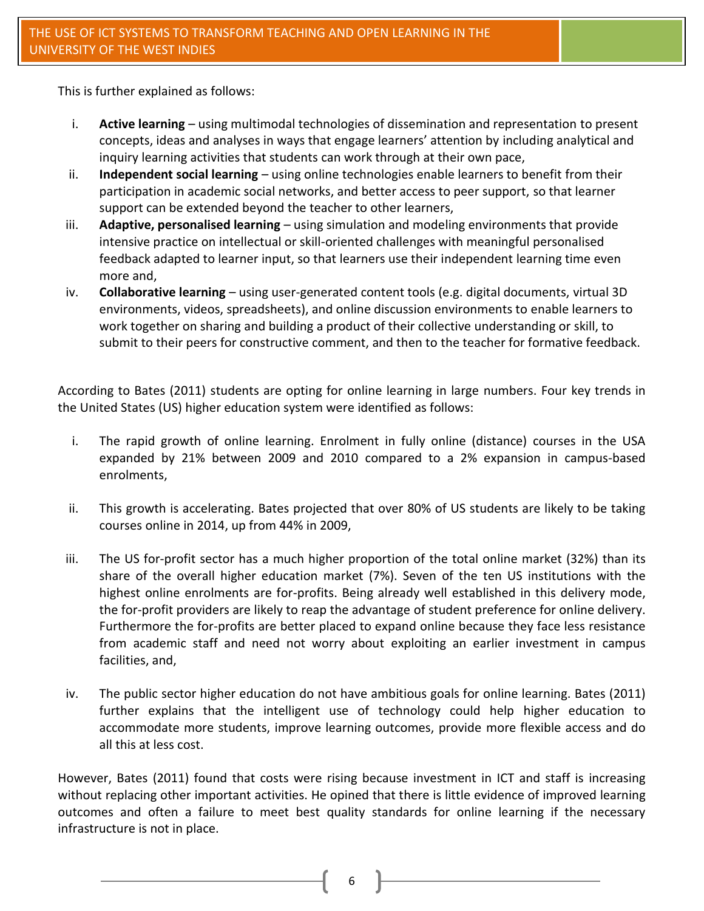This is further explained as follows:

i. **Active learning** – using multimodal technologies of dissemination and representation to present concepts, ideas and analyses in ways that engage learners' attention by including analytical and inquiry learning activities that students can work through at their own pace,
ii. **Independent social learning** – using online technologies enable learners to benefit from their participation in academic social networks, and better access to peer support, so that learner support can be extended beyond the teacher to other learners,
iii. **Adaptive, personalised learning** – using simulation and modeling environments that provide intensive practice on intellectual or skill-oriented challenges with meaningful personalised feedback adapted to learner input, so that learners use their independent learning time even more and,
iv. **Collaborative learning** – using user-generated content tools (e.g. digital documents, virtual 3D environments, videos, spreadsheets), and online discussion environments to enable learners to work together on sharing and building a product of their collective understanding or skill, to submit to their peers for constructive comment, and then to the teacher for formative feedback.

According to Bates (2011) students are opting for online learning in large numbers. Four key trends in the United States (US) higher education system were identified as follows:

i. The rapid growth of online learning. Enrolment in fully online (distance) courses in the USA expanded by 21% between 2009 and 2010 compared to a 2% expansion in campus-based enrolments,

ii. This growth is accelerating. Bates projected that over 80% of US students are likely to be taking courses online in 2014, up from 44% in 2009,

iii. The US for-profit sector has a much higher proportion of the total online market (32%) than its share of the overall higher education market (7%). Seven of the ten US institutions with the highest online enrolments are for-profits. Being already well established in this delivery mode, the for-profit providers are likely to reap the advantage of student preference for online delivery. Furthermore the for-profits are better placed to expand online because they face less resistance from academic staff and need not worry about exploiting an earlier investment in campus facilities, and,

iv. The public sector higher education do not have ambitious goals for online learning. Bates (2011) further explains that the intelligent use of technology could help higher education to accommodate more students, improve learning outcomes, provide more flexible access and do all this at less cost.

However, Bates (2011) found that costs were rising because investment in ICT and staff is increasing without replacing other important activities. He opined that there is little evidence of improved learning outcomes and often a failure to meet best quality standards for online learning if the necessary infrastructure is not in place.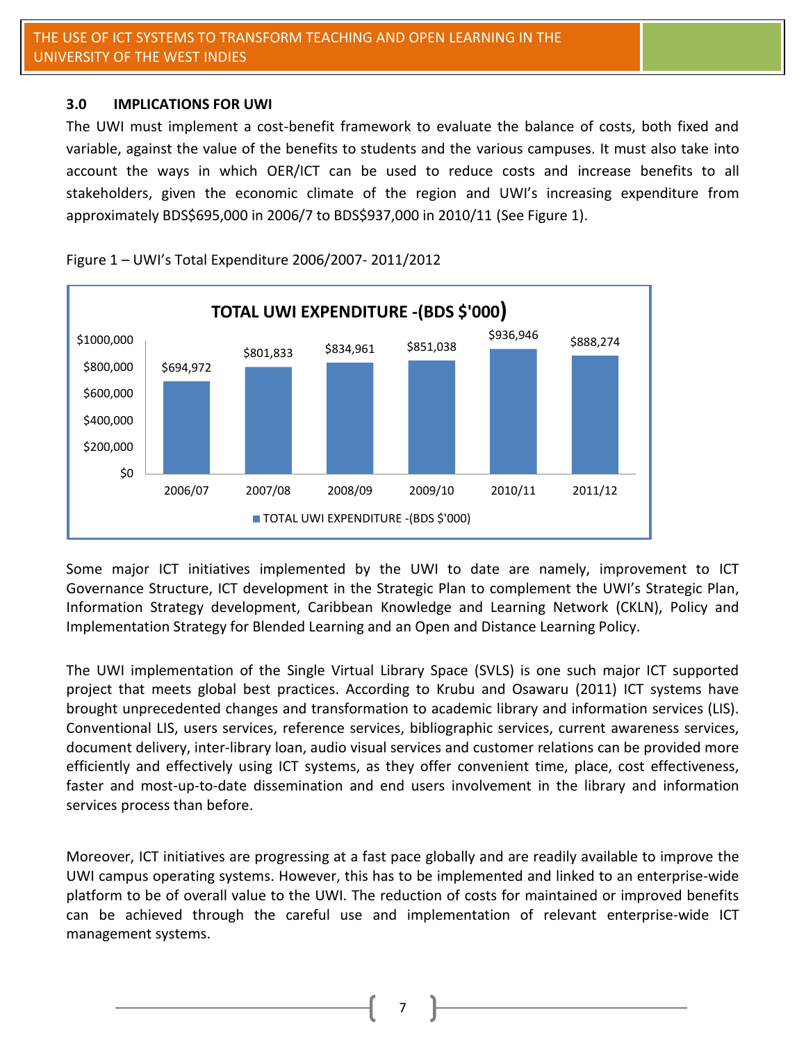## 3.0 IMPLICATIONS FOR UWI

The UWI must implement a cost-benefit framework to evaluate the balance of costs, both fixed and variable, against the value of the benefits to students and the various campuses. It must also take into account the ways in which OER/ICT can be used to reduce costs and increase benefits to all stakeholders, given the economic climate of the region and UWI's increasing expenditure from approximately BDS$695,000 in 2006/7 to BDS$937,000 in 2010/11 (See Figure 1).

Figure 1 – UWI's Total Expenditure 2006/2007- 2011/2012

**TOTAL UWI EXPENDITURE -(BDS $'000)**

| Year | TOTAL UWI EXPENDITURE -(BDS $'000) |
|---|---|
| 2006/07 | $694,972 |
| 2007/08 | $801,833 |
| 2008/09 | $834,961 |
| 2009/10 | $851,038 |
| 2010/11 | $936,946 |
| 2011/12 | $888,274 |

Some major ICT initiatives implemented by the UWI to date are namely, improvement to ICT Governance Structure, ICT development in the Strategic Plan to complement the UWI's Strategic Plan, Information Strategy development, Caribbean Knowledge and Learning Network (CKLN), Policy and Implementation Strategy for Blended Learning and an Open and Distance Learning Policy.

The UWI implementation of the Single Virtual Library Space (SVLS) is one such major ICT supported project that meets global best practices. According to Krubu and Osawaru (2011) ICT systems have brought unprecedented changes and transformation to academic library and information services (LIS). Conventional LIS, users services, reference services, bibliographic services, current awareness services, document delivery, inter-library loan, audio visual services and customer relations can be provided more efficiently and effectively using ICT systems, as they offer convenient time, place, cost effectiveness, faster and most-up-to-date dissemination and end users involvement in the library and information services process than before.

Moreover, ICT initiatives are progressing at a fast pace globally and are readily available to improve the UWI campus operating systems. However, this has to be implemented and linked to an enterprise-wide platform to be of overall value to the UWI. The reduction of costs for maintained or improved benefits can be achieved through the careful use and implementation of relevant enterprise-wide ICT management systems.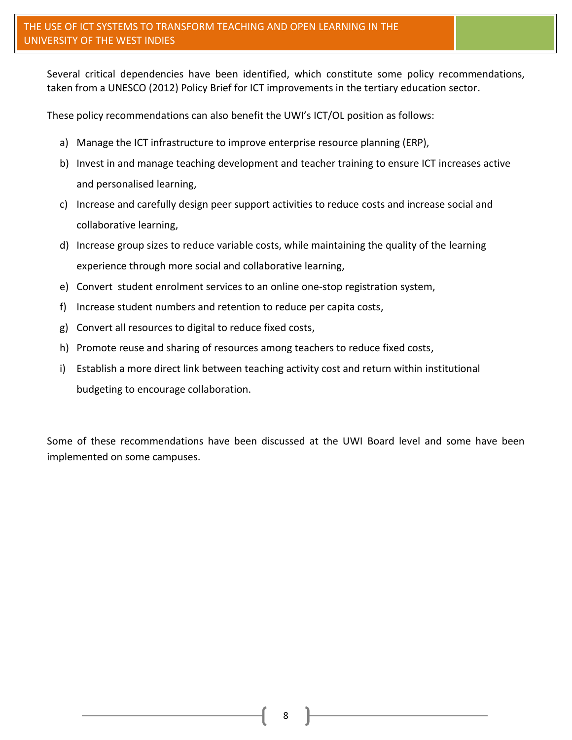Several critical dependencies have been identified, which constitute some policy recommendations, taken from a UNESCO (2012) Policy Brief for ICT improvements in the tertiary education sector.

These policy recommendations can also benefit the UWI's ICT/OL position as follows:

a) Manage the ICT infrastructure to improve enterprise resource planning (ERP),
b) Invest in and manage teaching development and teacher training to ensure ICT increases active and personalised learning,
c) Increase and carefully design peer support activities to reduce costs and increase social and collaborative learning,
d) Increase group sizes to reduce variable costs, while maintaining the quality of the learning experience through more social and collaborative learning,
e) Convert student enrolment services to an online one-stop registration system,
f) Increase student numbers and retention to reduce per capita costs,
g) Convert all resources to digital to reduce fixed costs,
h) Promote reuse and sharing of resources among teachers to reduce fixed costs,
i) Establish a more direct link between teaching activity cost and return within institutional budgeting to encourage collaboration.

Some of these recommendations have been discussed at the UWI Board level and some have been implemented on some campuses.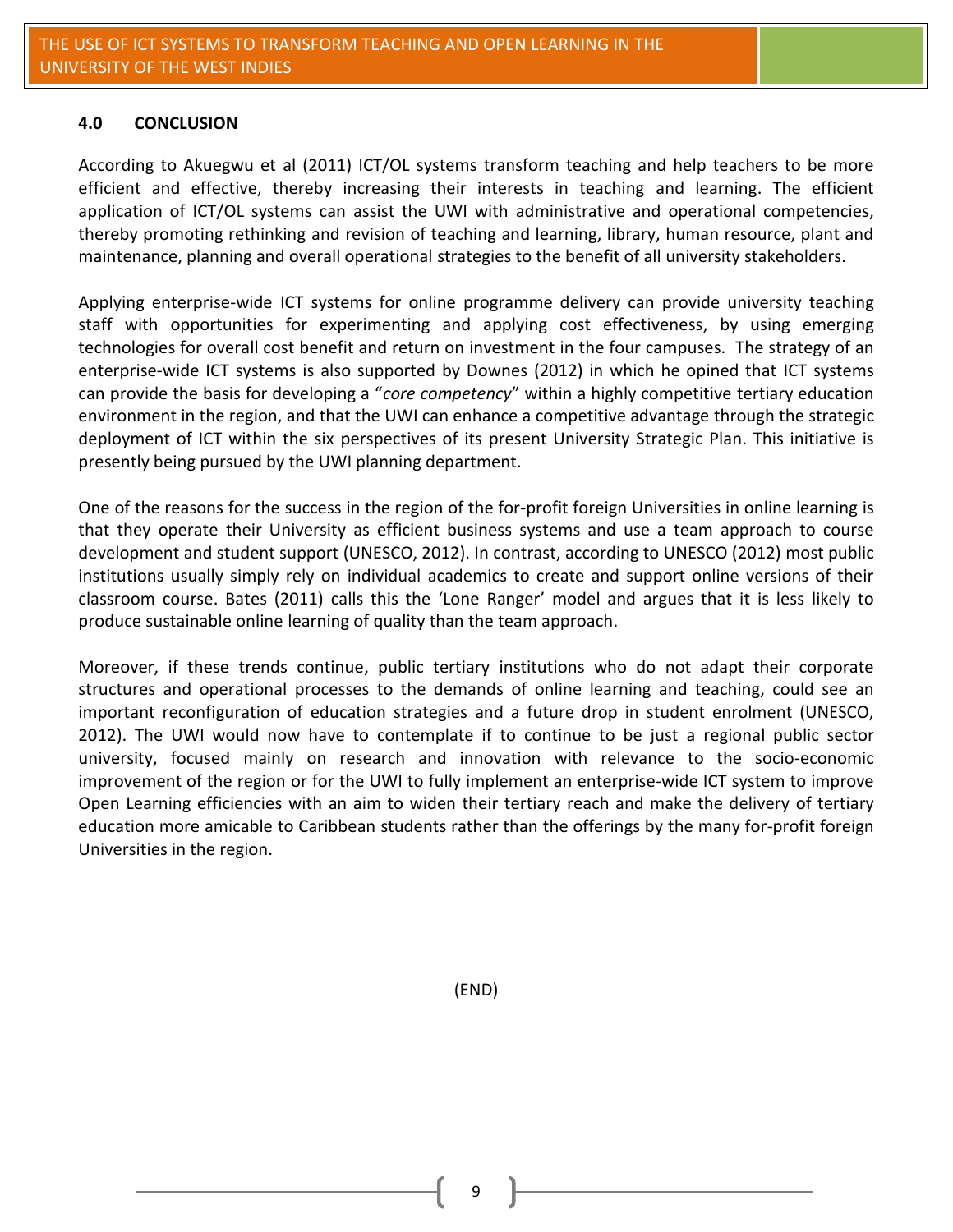## 4.0 CONCLUSION

According to Akuegwu et al (2011) ICT/OL systems transform teaching and help teachers to be more efficient and effective, thereby increasing their interests in teaching and learning. The efficient application of ICT/OL systems can assist the UWI with administrative and operational competencies, thereby promoting rethinking and revision of teaching and learning, library, human resource, plant and maintenance, planning and overall operational strategies to the benefit of all university stakeholders.

Applying enterprise-wide ICT systems for online programme delivery can provide university teaching staff with opportunities for experimenting and applying cost effectiveness, by using emerging technologies for overall cost benefit and return on investment in the four campuses. The strategy of an enterprise-wide ICT systems is also supported by Downes (2012) in which he opined that ICT systems can provide the basis for developing a "*core competency*" within a highly competitive tertiary education environment in the region, and that the UWI can enhance a competitive advantage through the strategic deployment of ICT within the six perspectives of its present University Strategic Plan. This initiative is presently being pursued by the UWI planning department.

One of the reasons for the success in the region of the for-profit foreign Universities in online learning is that they operate their University as efficient business systems and use a team approach to course development and student support (UNESCO, 2012). In contrast, according to UNESCO (2012) most public institutions usually simply rely on individual academics to create and support online versions of their classroom course. Bates (2011) calls this the 'Lone Ranger' model and argues that it is less likely to produce sustainable online learning of quality than the team approach.

Moreover, if these trends continue, public tertiary institutions who do not adapt their corporate structures and operational processes to the demands of online learning and teaching, could see an important reconfiguration of education strategies and a future drop in student enrolment (UNESCO, 2012). The UWI would now have to contemplate if to continue to be just a regional public sector university, focused mainly on research and innovation with relevance to the socio-economic improvement of the region or for the UWI to fully implement an enterprise-wide ICT system to improve Open Learning efficiencies with an aim to widen their tertiary reach and make the delivery of tertiary education more amicable to Caribbean students rather than the offerings by the many for-profit foreign Universities in the region.

(END)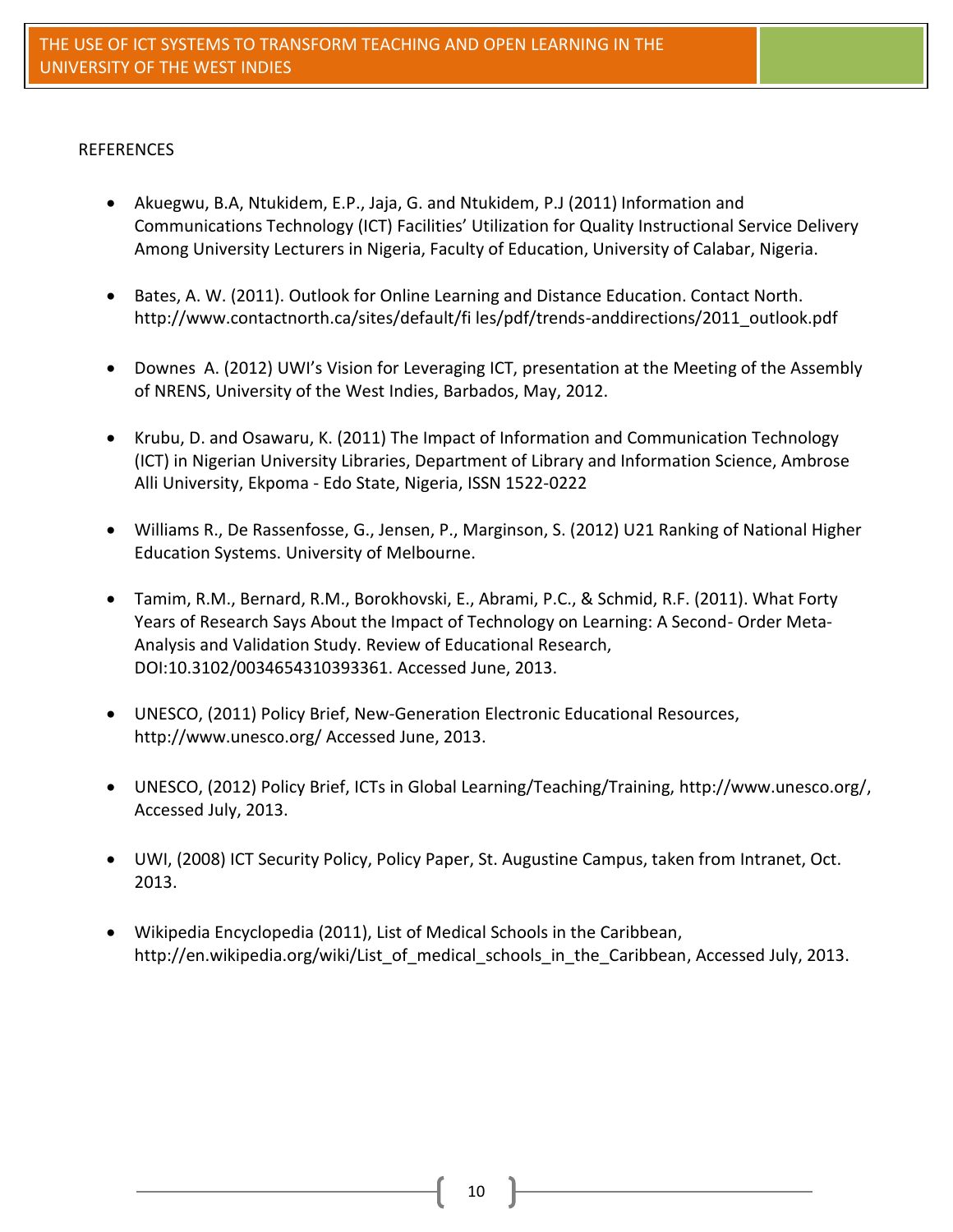REFERENCES

- Akuegwu, B.A, Ntukidem, E.P., Jaja, G. and Ntukidem, P.J (2011) Information and Communications Technology (ICT) Facilities' Utilization for Quality Instructional Service Delivery Among University Lecturers in Nigeria, Faculty of Education, University of Calabar, Nigeria.

- Bates, A. W. (2011). Outlook for Online Learning and Distance Education. Contact North. http://www.contactnorth.ca/sites/default/fi les/pdf/trends-anddirections/2011_outlook.pdf

- Downes A. (2012) UWI's Vision for Leveraging ICT, presentation at the Meeting of the Assembly of NRENS, University of the West Indies, Barbados, May, 2012.

- Krubu, D. and Osawaru, K. (2011) The Impact of Information and Communication Technology (ICT) in Nigerian University Libraries, Department of Library and Information Science, Ambrose Alli University, Ekpoma - Edo State, Nigeria, ISSN 1522-0222

- Williams R., De Rassenfosse, G., Jensen, P., Marginson, S. (2012) U21 Ranking of National Higher Education Systems. University of Melbourne.

- Tamim, R.M., Bernard, R.M., Borokhovski, E., Abrami, P.C., & Schmid, R.F. (2011). What Forty Years of Research Says About the Impact of Technology on Learning: A Second- Order Meta-Analysis and Validation Study. Review of Educational Research, DOI:10.3102/0034654310393361. Accessed June, 2013.

- UNESCO, (2011) Policy Brief, New-Generation Electronic Educational Resources, http://www.unesco.org/ Accessed June, 2013.

- UNESCO, (2012) Policy Brief, ICTs in Global Learning/Teaching/Training, http://www.unesco.org/, Accessed July, 2013.

- UWI, (2008) ICT Security Policy, Policy Paper, St. Augustine Campus, taken from Intranet, Oct. 2013.

- Wikipedia Encyclopedia (2011), List of Medical Schools in the Caribbean, http://en.wikipedia.org/wiki/List_of_medical_schools_in_the_Caribbean, Accessed July, 2013.